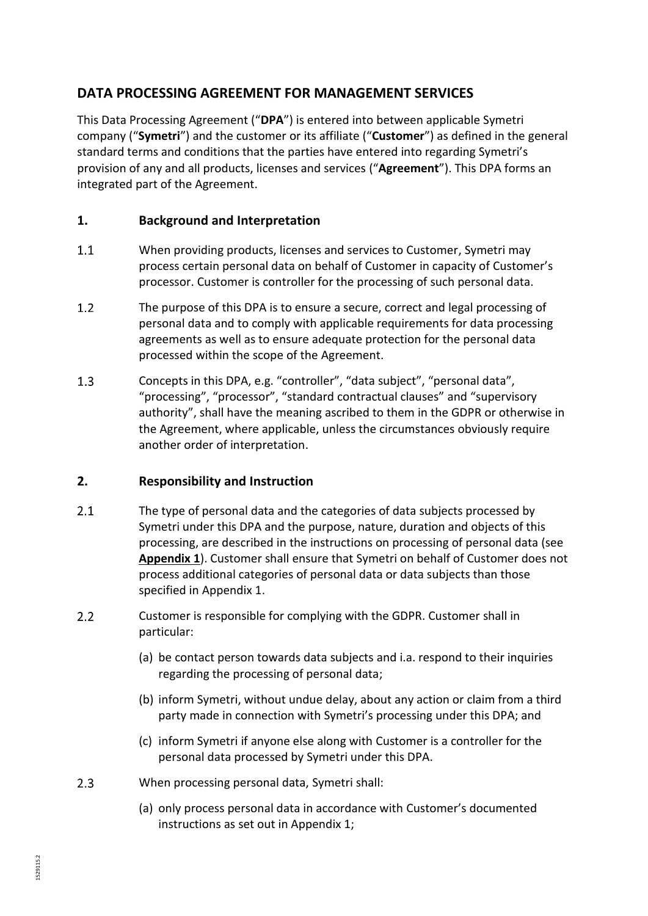## DATA PROCESSING AGREEMENT FOR MANAGEMENT SERVICES

This Data Processing Agreement ("**DPA**") is entered into between applicable Symetri company ("**Symetri**") and the customer or its affiliate ("**Customer**") as defined in the general standard terms and conditions that the parties have entered into regarding Symetri's provision of any and all products, licenses and services ("**Agreement**"). This DPA forms an integrated part of the Agreement.

### 1. Background and Interpretation

1.1 When providing products, licenses and services to Customer, Symetri may process certain personal data on behalf of Customer in capacity of Customer's processor. Customer is controller for the processing of such personal data.

1.2 The purpose of this DPA is to ensure a secure, correct and legal processing of personal data and to comply with applicable requirements for data processing agreements as well as to ensure adequate protection for the personal data processed within the scope of the Agreement.

1.3 Concepts in this DPA, e.g. "controller", "data subject", "personal data", "processing", "processor", "standard contractual clauses" and "supervisory authority", shall have the meaning ascribed to them in the GDPR or otherwise in the Agreement, where applicable, unless the circumstances obviously require another order of interpretation.

### 2. Responsibility and Instruction

2.1 The type of personal data and the categories of data subjects processed by Symetri under this DPA and the purpose, nature, duration and objects of this processing, are described in the instructions on processing of personal data (see **Appendix 1**). Customer shall ensure that Symetri on behalf of Customer does not process additional categories of personal data or data subjects than those specified in Appendix 1.

2.2 Customer is responsible for complying with the GDPR. Customer shall in particular:

(a) be contact person towards data subjects and i.a. respond to their inquiries regarding the processing of personal data;

(b) inform Symetri, without undue delay, about any action or claim from a third party made in connection with Symetri's processing under this DPA; and

(c) inform Symetri if anyone else along with Customer is a controller for the personal data processed by Symetri under this DPA.

2.3 When processing personal data, Symetri shall:

(a) only process personal data in accordance with Customer's documented instructions as set out in Appendix 1;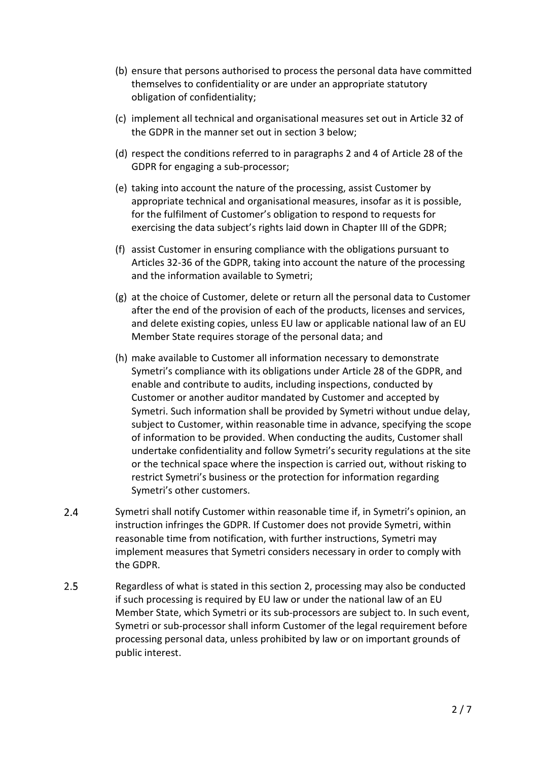(b) ensure that persons authorised to process the personal data have committed themselves to confidentiality or are under an appropriate statutory obligation of confidentiality;

(c) implement all technical and organisational measures set out in Article 32 of the GDPR in the manner set out in section 3 below;

(d) respect the conditions referred to in paragraphs 2 and 4 of Article 28 of the GDPR for engaging a sub-processor;

(e) taking into account the nature of the processing, assist Customer by appropriate technical and organisational measures, insofar as it is possible, for the fulfilment of Customer's obligation to respond to requests for exercising the data subject's rights laid down in Chapter III of the GDPR;

(f) assist Customer in ensuring compliance with the obligations pursuant to Articles 32-36 of the GDPR, taking into account the nature of the processing and the information available to Symetri;

(g) at the choice of Customer, delete or return all the personal data to Customer after the end of the provision of each of the products, licenses and services, and delete existing copies, unless EU law or applicable national law of an EU Member State requires storage of the personal data; and

(h) make available to Customer all information necessary to demonstrate Symetri's compliance with its obligations under Article 28 of the GDPR, and enable and contribute to audits, including inspections, conducted by Customer or another auditor mandated by Customer and accepted by Symetri. Such information shall be provided by Symetri without undue delay, subject to Customer, within reasonable time in advance, specifying the scope of information to be provided. When conducting the audits, Customer shall undertake confidentiality and follow Symetri's security regulations at the site or the technical space where the inspection is carried out, without risking to restrict Symetri's business or the protection for information regarding Symetri's other customers.

2.4 Symetri shall notify Customer within reasonable time if, in Symetri's opinion, an instruction infringes the GDPR. If Customer does not provide Symetri, within reasonable time from notification, with further instructions, Symetri may implement measures that Symetri considers necessary in order to comply with the GDPR.

2.5 Regardless of what is stated in this section 2, processing may also be conducted if such processing is required by EU law or under the national law of an EU Member State, which Symetri or its sub-processors are subject to. In such event, Symetri or sub-processor shall inform Customer of the legal requirement before processing personal data, unless prohibited by law or on important grounds of public interest.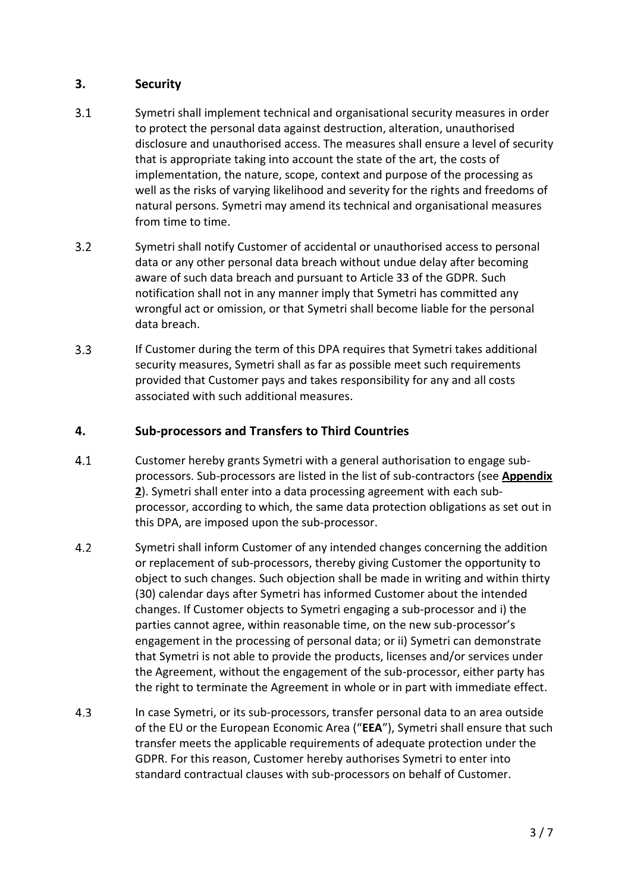## 3. Security

3.1 Symetri shall implement technical and organisational security measures in order to protect the personal data against destruction, alteration, unauthorised disclosure and unauthorised access. The measures shall ensure a level of security that is appropriate taking into account the state of the art, the costs of implementation, the nature, scope, context and purpose of the processing as well as the risks of varying likelihood and severity for the rights and freedoms of natural persons. Symetri may amend its technical and organisational measures from time to time.

3.2 Symetri shall notify Customer of accidental or unauthorised access to personal data or any other personal data breach without undue delay after becoming aware of such data breach and pursuant to Article 33 of the GDPR. Such notification shall not in any manner imply that Symetri has committed any wrongful act or omission, or that Symetri shall become liable for the personal data breach.

3.3 If Customer during the term of this DPA requires that Symetri takes additional security measures, Symetri shall as far as possible meet such requirements provided that Customer pays and takes responsibility for any and all costs associated with such additional measures.

## 4. Sub-processors and Transfers to Third Countries

4.1 Customer hereby grants Symetri with a general authorisation to engage sub-processors. Sub-processors are listed in the list of sub-contractors (see **Appendix 2**). Symetri shall enter into a data processing agreement with each sub-processor, according to which, the same data protection obligations as set out in this DPA, are imposed upon the sub-processor.

4.2 Symetri shall inform Customer of any intended changes concerning the addition or replacement of sub-processors, thereby giving Customer the opportunity to object to such changes. Such objection shall be made in writing and within thirty (30) calendar days after Symetri has informed Customer about the intended changes. If Customer objects to Symetri engaging a sub-processor and i) the parties cannot agree, within reasonable time, on the new sub-processor's engagement in the processing of personal data; or ii) Symetri can demonstrate that Symetri is not able to provide the products, licenses and/or services under the Agreement, without the engagement of the sub-processor, either party has the right to terminate the Agreement in whole or in part with immediate effect.

4.3 In case Symetri, or its sub-processors, transfer personal data to an area outside of the EU or the European Economic Area ("**EEA**"), Symetri shall ensure that such transfer meets the applicable requirements of adequate protection under the GDPR. For this reason, Customer hereby authorises Symetri to enter into standard contractual clauses with sub-processors on behalf of Customer.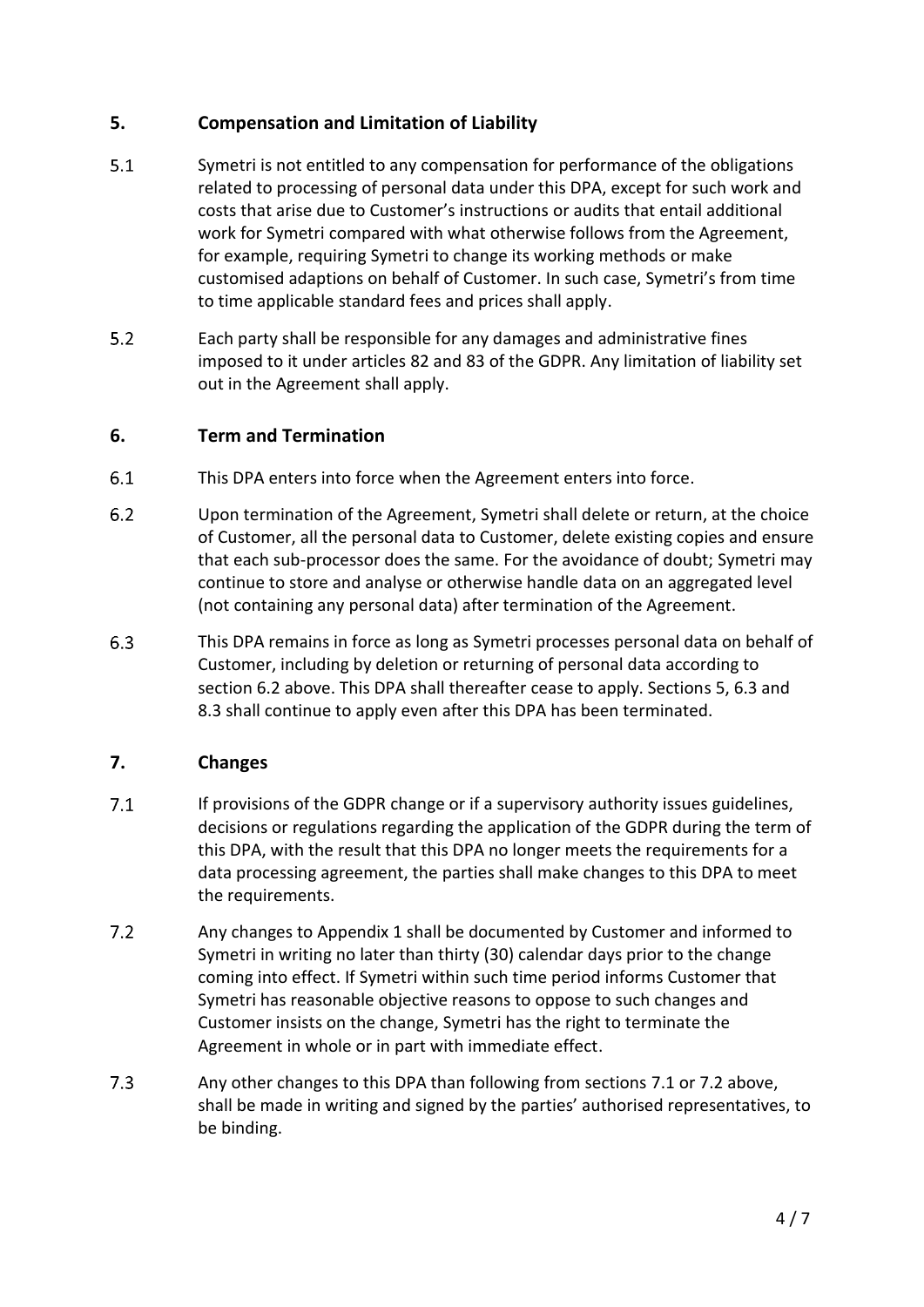## 5. Compensation and Limitation of Liability

5.1 Symetri is not entitled to any compensation for performance of the obligations related to processing of personal data under this DPA, except for such work and costs that arise due to Customer's instructions or audits that entail additional work for Symetri compared with what otherwise follows from the Agreement, for example, requiring Symetri to change its working methods or make customised adaptions on behalf of Customer. In such case, Symetri's from time to time applicable standard fees and prices shall apply.

5.2 Each party shall be responsible for any damages and administrative fines imposed to it under articles 82 and 83 of the GDPR. Any limitation of liability set out in the Agreement shall apply.

## 6. Term and Termination

6.1 This DPA enters into force when the Agreement enters into force.

6.2 Upon termination of the Agreement, Symetri shall delete or return, at the choice of Customer, all the personal data to Customer, delete existing copies and ensure that each sub-processor does the same. For the avoidance of doubt; Symetri may continue to store and analyse or otherwise handle data on an aggregated level (not containing any personal data) after termination of the Agreement.

6.3 This DPA remains in force as long as Symetri processes personal data on behalf of Customer, including by deletion or returning of personal data according to section 6.2 above. This DPA shall thereafter cease to apply. Sections 5, 6.3 and 8.3 shall continue to apply even after this DPA has been terminated.

## 7. Changes

7.1 If provisions of the GDPR change or if a supervisory authority issues guidelines, decisions or regulations regarding the application of the GDPR during the term of this DPA, with the result that this DPA no longer meets the requirements for a data processing agreement, the parties shall make changes to this DPA to meet the requirements.

7.2 Any changes to Appendix 1 shall be documented by Customer and informed to Symetri in writing no later than thirty (30) calendar days prior to the change coming into effect. If Symetri within such time period informs Customer that Symetri has reasonable objective reasons to oppose to such changes and Customer insists on the change, Symetri has the right to terminate the Agreement in whole or in part with immediate effect.

7.3 Any other changes to this DPA than following from sections 7.1 or 7.2 above, shall be made in writing and signed by the parties' authorised representatives, to be binding.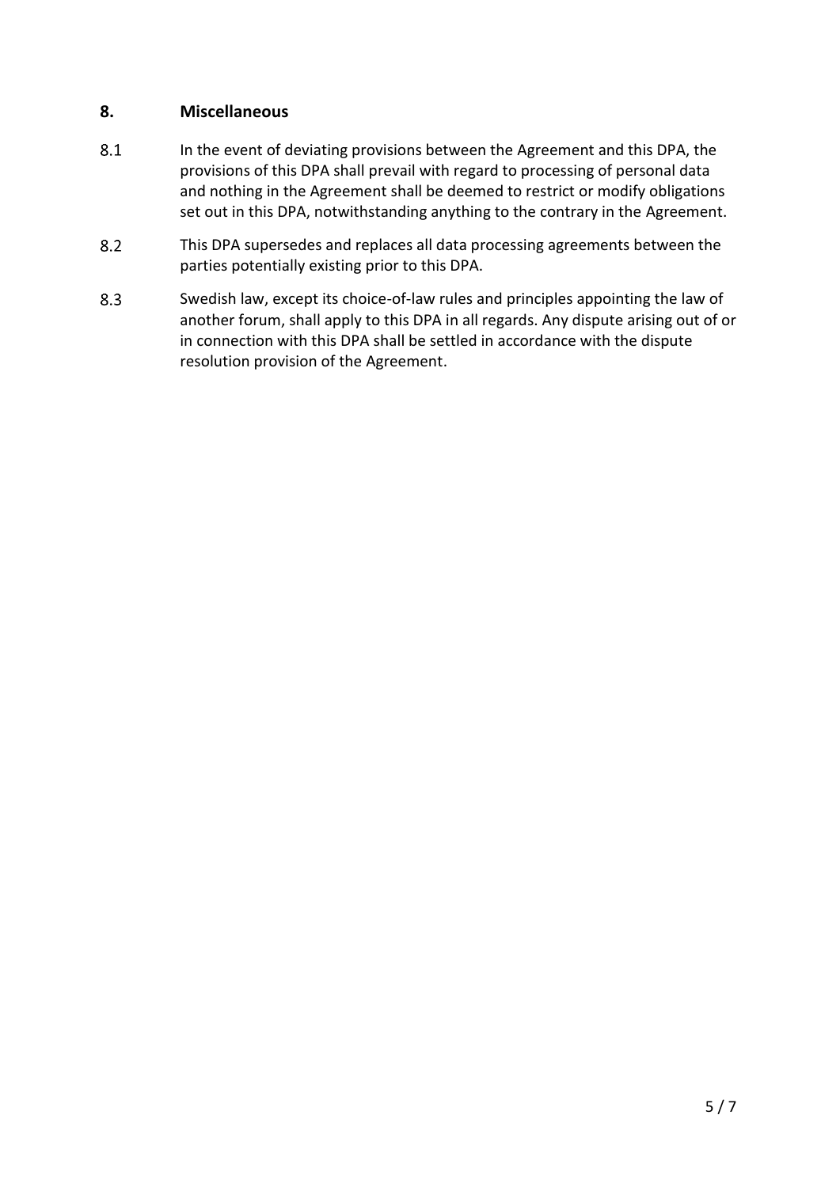## 8. Miscellaneous

8.1 In the event of deviating provisions between the Agreement and this DPA, the provisions of this DPA shall prevail with regard to processing of personal data and nothing in the Agreement shall be deemed to restrict or modify obligations set out in this DPA, notwithstanding anything to the contrary in the Agreement.

8.2 This DPA supersedes and replaces all data processing agreements between the parties potentially existing prior to this DPA.

8.3 Swedish law, except its choice-of-law rules and principles appointing the law of another forum, shall apply to this DPA in all regards. Any dispute arising out of or in connection with this DPA shall be settled in accordance with the dispute resolution provision of the Agreement.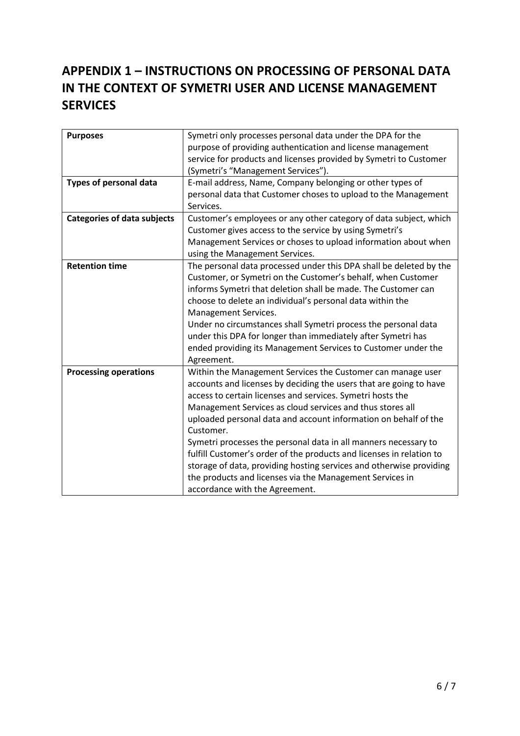## APPENDIX 1 – INSTRUCTIONS ON PROCESSING OF PERSONAL DATA IN THE CONTEXT OF SYMETRI USER AND LICENSE MANAGEMENT SERVICES

| | |
|---|---|
| **Purposes** | Symetri only processes personal data under the DPA for the purpose of providing authentication and license management service for products and licenses provided by Symetri to Customer (Symetri's "Management Services"). |
| **Types of personal data** | E-mail address, Name, Company belonging or other types of personal data that Customer choses to upload to the Management Services. |
| **Categories of data subjects** | Customer's employees or any other category of data subject, which Customer gives access to the service by using Symetri's Management Services or choses to upload information about when using the Management Services. |
| **Retention time** | The personal data processed under this DPA shall be deleted by the Customer, or Symetri on the Customer's behalf, when Customer informs Symetri that deletion shall be made. The Customer can choose to delete an individual's personal data within the Management Services.<br>Under no circumstances shall Symetri process the personal data under this DPA for longer than immediately after Symetri has ended providing its Management Services to Customer under the Agreement. |
| **Processing operations** | Within the Management Services the Customer can manage user accounts and licenses by deciding the users that are going to have access to certain licenses and services. Symetri hosts the Management Services as cloud services and thus stores all uploaded personal data and account information on behalf of the Customer.<br>Symetri processes the personal data in all manners necessary to fulfill Customer's order of the products and licenses in relation to storage of data, providing hosting services and otherwise providing the products and licenses via the Management Services in accordance with the Agreement. |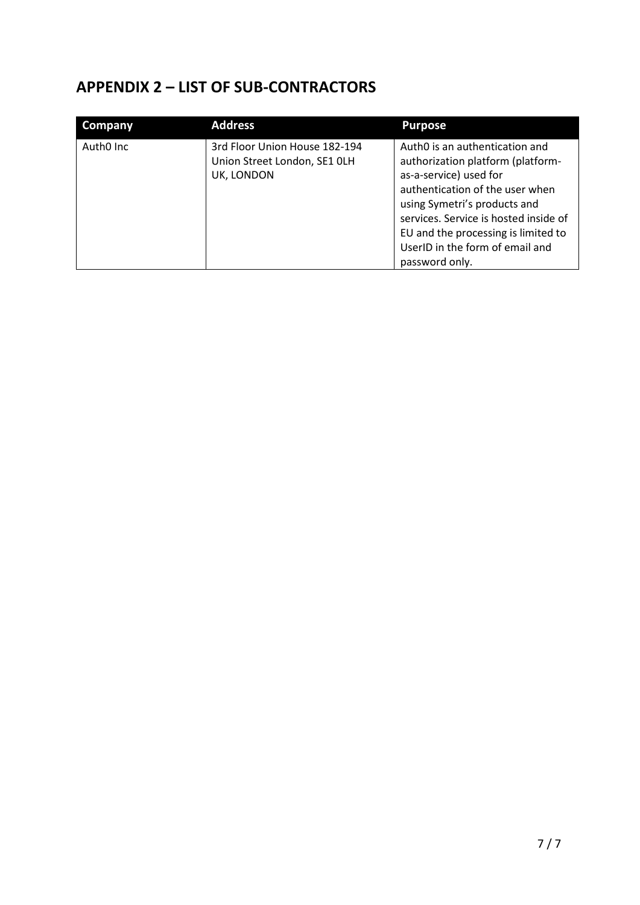## APPENDIX 2 – LIST OF SUB-CONTRACTORS

| Company | Address | Purpose |
|---|---|---|
| Auth0 Inc | 3rd Floor Union House 182-194 Union Street London, SE1 0LH UK, LONDON | Auth0 is an authentication and authorization platform (platform-as-a-service) used for authentication of the user when using Symetri's products and services. Service is hosted inside of EU and the processing is limited to UserID in the form of email and password only. |